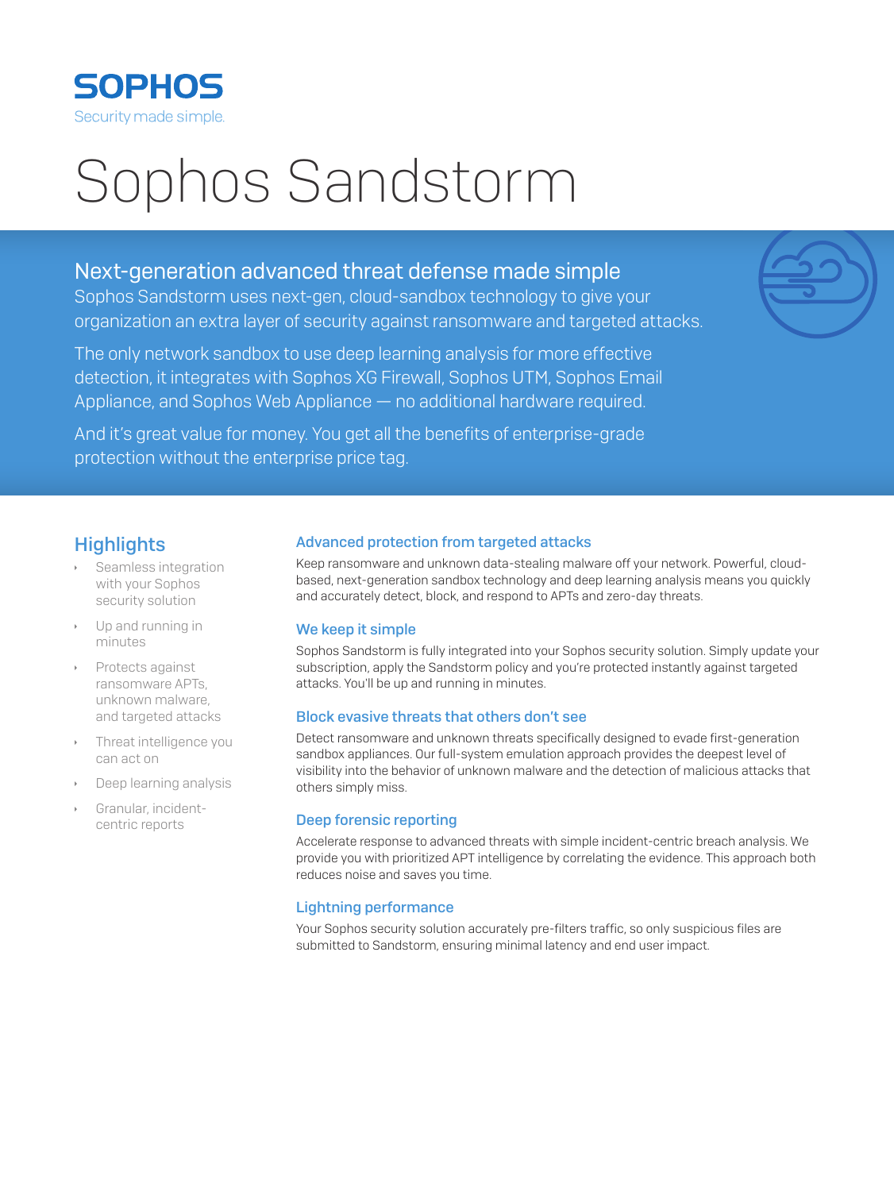SOPHOS

Security made simple.

# Sophos Sandstorm

## Next-generation advanced threat defense made simple

Sophos Sandstorm uses next-gen, cloud-sandbox technology to give your organization an extra layer of security against ransomware and targeted attacks.

The only network sandbox to use deep learning analysis for more effective detection, it integrates with Sophos XG Firewall, Sophos UTM, Sophos Email Appliance, and Sophos Web Appliance — no additional hardware required.

And it's great value for money. You get all the benefits of enterprise-grade protection without the enterprise price tag.

## Highlights

- Seamless integration with your Sophos security solution
- Up and running in minutes
- Protects against ransomware APTs, unknown malware, and targeted attacks
- Threat intelligence you can act on
- Deep learning analysis
- Granular, incident-centric reports

### Advanced protection from targeted attacks

Keep ransomware and unknown data-stealing malware off your network. Powerful, cloud-based, next-generation sandbox technology and deep learning analysis means you quickly and accurately detect, block, and respond to APTs and zero-day threats.

### We keep it simple

Sophos Sandstorm is fully integrated into your Sophos security solution. Simply update your subscription, apply the Sandstorm policy and you're protected instantly against targeted attacks. You'll be up and running in minutes.

### Block evasive threats that others don't see

Detect ransomware and unknown threats specifically designed to evade first-generation sandbox appliances. Our full-system emulation approach provides the deepest level of visibility into the behavior of unknown malware and the detection of malicious attacks that others simply miss.

### Deep forensic reporting

Accelerate response to advanced threats with simple incident-centric breach analysis. We provide you with prioritized APT intelligence by correlating the evidence. This approach both reduces noise and saves you time.

### Lightning performance

Your Sophos security solution accurately pre-filters traffic, so only suspicious files are submitted to Sandstorm, ensuring minimal latency and end user impact.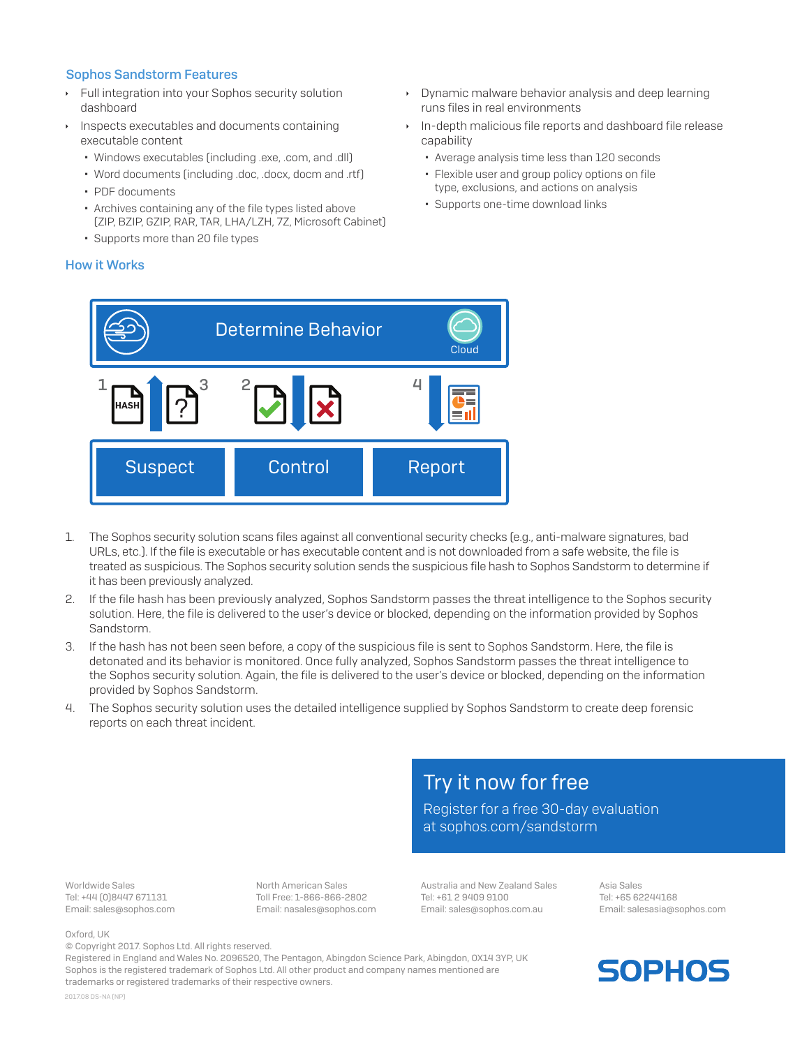## Sophos Sandstorm Features

- Full integration into your Sophos security solution dashboard
- Inspects executables and documents containing executable content
  - Windows executables (including .exe, .com, and .dll)
  - Word documents (including .doc, .docx, docm and .rtf)
  - PDF documents
  - Archives containing any of the file types listed above (ZIP, BZIP, GZIP, RAR, TAR, LHA/LZH, 7Z, Microsoft Cabinet)
  - Supports more than 20 file types
- Dynamic malware behavior analysis and deep learning runs files in real environments
- In-depth malicious file reports and dashboard file release capability
  - Average analysis time less than 120 seconds
  - Flexible user and group policy options on file type, exclusions, and actions on analysis
  - Supports one-time download links

## How it Works

Determine Behavior

Cloud

1 HASH 3 ? 2 4

Suspect

Control

Report

1. The Sophos security solution scans files against all conventional security checks (e.g., anti-malware signatures, bad URLs, etc.). If the file is executable or has executable content and is not downloaded from a safe website, the file is treated as suspicious. The Sophos security solution sends the suspicious file hash to Sophos Sandstorm to determine if it has been previously analyzed.
2. If the file hash has been previously analyzed, Sophos Sandstorm passes the threat intelligence to the Sophos security solution. Here, the file is delivered to the user's device or blocked, depending on the information provided by Sophos Sandstorm.
3. If the hash has not been seen before, a copy of the suspicious file is sent to Sophos Sandstorm. Here, the file is detonated and its behavior is monitored. Once fully analyzed, Sophos Sandstorm passes the threat intelligence to the Sophos security solution. Again, the file is delivered to the user's device or blocked, depending on the information provided by Sophos Sandstorm.
4. The Sophos security solution uses the detailed intelligence supplied by Sophos Sandstorm to create deep forensic reports on each threat incident.

## Try it now for free

Register for a free 30-day evaluation at sophos.com/sandstorm

Worldwide Sales
Tel: +44 (0)8447 671131
Email: sales@sophos.com

North American Sales
Toll Free: 1-866-866-2802
Email: nasales@sophos.com

Australia and New Zealand Sales
Tel: +61 2 9409 9100
Email: sales@sophos.com.au

Asia Sales
Tel: +65 62244168
Email: salesasia@sophos.com

Oxford, UK
© Copyright 2017. Sophos Ltd. All rights reserved.
Registered in England and Wales No. 2096520, The Pentagon, Abingdon Science Park, Abingdon, OX14 3YP, UK
Sophos is the registered trademark of Sophos Ltd. All other product and company names mentioned are trademarks or registered trademarks of their respective owners.

SOPHOS

2017.08 DS-NA (NP)